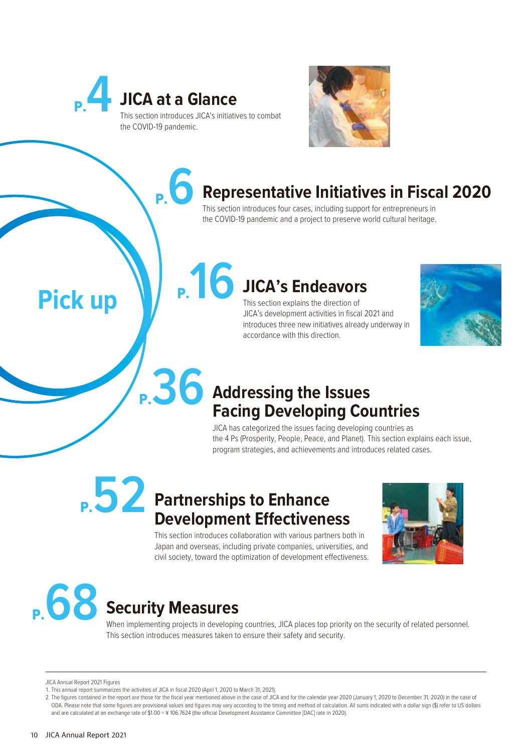## Pick up

## P.4 JICA at a Glance

This section introduces JICA's initiatives to combat the COVID-19 pandemic.

## P.6 Representative Initiatives in Fiscal 2020

This section introduces four cases, including support for entrepreneurs in the COVID-19 pandemic and a project to preserve world cultural heritage.

## P.16 JICA's Endeavors

This section explains the direction of JICA's development activities in fiscal 2021 and introduces three new initiatives already underway in accordance with this direction.

## P.36 Addressing the Issues Facing Developing Countries

JICA has categorized the issues facing developing countries as the 4 Ps (Prosperity, People, Peace, and Planet). This section explains each issue, program strategies, and achievements and introduces related cases.

## P.52 Partnerships to Enhance Development Effectiveness

This section introduces collaboration with various partners both in Japan and overseas, including private companies, universities, and civil society, toward the optimization of development effectiveness.

## P.68 Security Measures

When implementing projects in developing countries, JICA places top priority on the security of related personnel. This section introduces measures taken to ensure their safety and security.

---

JICA Annual Report 2021 Figures

1. This annual report summarizes the activities of JICA in fiscal 2020 (April 1, 2020 to March 31, 2021).
2. The figures contained in the report are those for the fiscal year mentioned above in the case of JICA and for the calendar year 2020 (January 1, 2020 to December 31, 2020) in the case of ODA. Please note that some figures are provisional values and figures may vary according to the timing and method of calculation. All sums indicated with a dollar sign ($) refer to US dollars and are calculated at an exchange rate of $1.00 = ¥ 106.7624 (the official Development Assistance Committee [DAC] rate in 2020).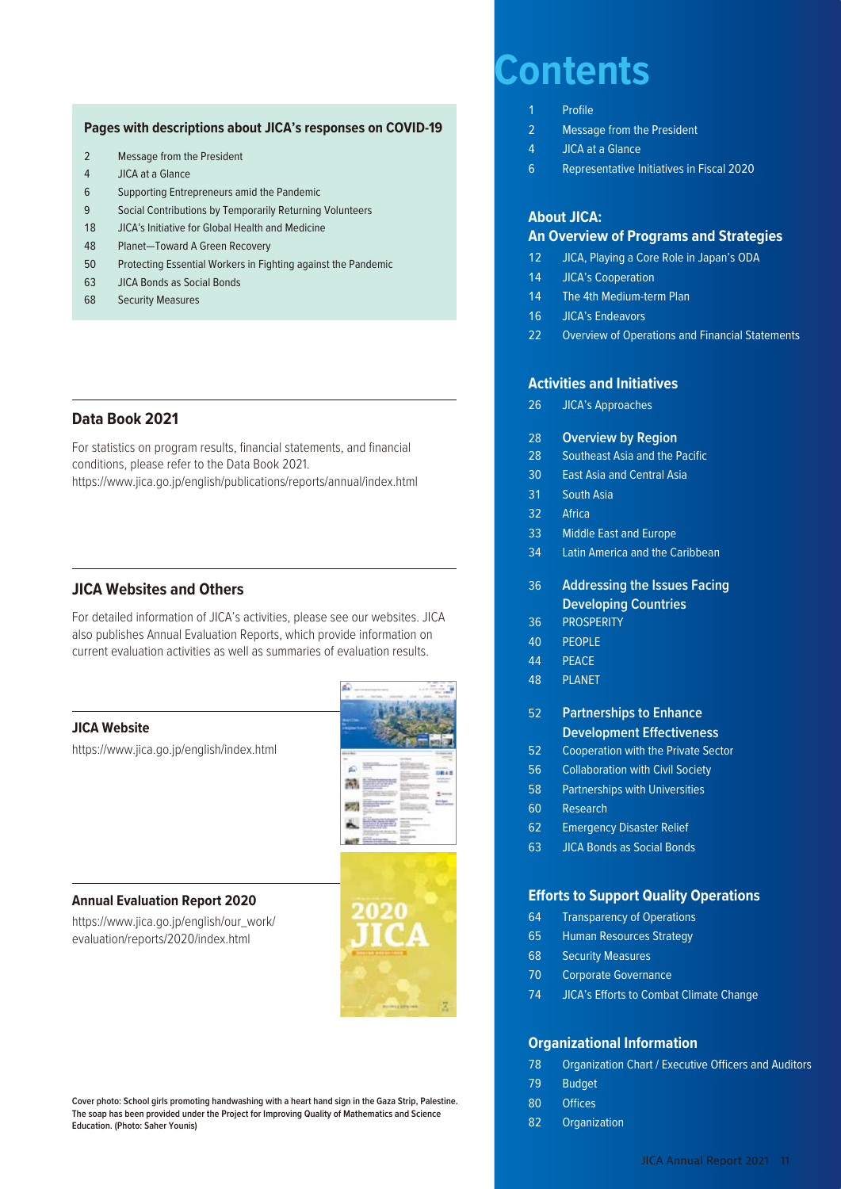### Pages with descriptions about JICA's responses on COVID-19

| | |
|---|---|
| 2 | Message from the President |
| 4 | JICA at a Glance |
| 6 | Supporting Entrepreneurs amid the Pandemic |
| 9 | Social Contributions by Temporarily Returning Volunteers |
| 18 | JICA's Initiative for Global Health and Medicine |
| 48 | Planet—Toward A Green Recovery |
| 50 | Protecting Essential Workers in Fighting against the Pandemic |
| 63 | JICA Bonds as Social Bonds |
| 68 | Security Measures |

## Data Book 2021

For statistics on program results, financial statements, and financial conditions, please refer to the Data Book 2021.
https://www.jica.go.jp/english/publications/reports/annual/index.html

## JICA Websites and Others

For detailed information of JICA's activities, please see our websites. JICA also publishes Annual Evaluation Reports, which provide information on current evaluation activities as well as summaries of evaluation results.

### JICA Website

https://www.jica.go.jp/english/index.html

### Annual Evaluation Report 2020

https://www.jica.go.jp/english/our_work/evaluation/reports/2020/index.html

**Cover photo: School girls promoting handwashing with a heart hand sign in the Gaza Strip, Palestine. The soap has been provided under the Project for Improving Quality of Mathematics and Science Education. (Photo: Saher Younis)**

# Contents

| | |
|---|---|
| 1 | Profile |
| 2 | Message from the President |
| 4 | JICA at a Glance |
| 6 | Representative Initiatives in Fiscal 2020 |

## About JICA: An Overview of Programs and Strategies

| | |
|---|---|
| 12 | JICA, Playing a Core Role in Japan's ODA |
| 14 | JICA's Cooperation |
| 14 | The 4th Medium-term Plan |
| 16 | JICA's Endeavors |
| 22 | Overview of Operations and Financial Statements |

## Activities and Initiatives

| | |
|---|---|
| 26 | JICA's Approaches |
| 28 | **Overview by Region** |
| 28 | Southeast Asia and the Pacific |
| 30 | East Asia and Central Asia |
| 31 | South Asia |
| 32 | Africa |
| 33 | Middle East and Europe |
| 34 | Latin America and the Caribbean |
| 36 | **Addressing the Issues Facing Developing Countries** |
| 36 | PROSPERITY |
| 40 | PEOPLE |
| 44 | PEACE |
| 48 | PLANET |
| 52 | **Partnerships to Enhance Development Effectiveness** |
| 52 | Cooperation with the Private Sector |
| 56 | Collaboration with Civil Society |
| 58 | Partnerships with Universities |
| 60 | Research |
| 62 | Emergency Disaster Relief |
| 63 | JICA Bonds as Social Bonds |

## Efforts to Support Quality Operations

| | |
|---|---|
| 64 | Transparency of Operations |
| 65 | Human Resources Strategy |
| 68 | Security Measures |
| 70 | Corporate Governance |
| 74 | JICA's Efforts to Combat Climate Change |

## Organizational Information

| | |
|---|---|
| 78 | Organization Chart / Executive Officers and Auditors |
| 79 | Budget |
| 80 | Offices |
| 82 | Organization |